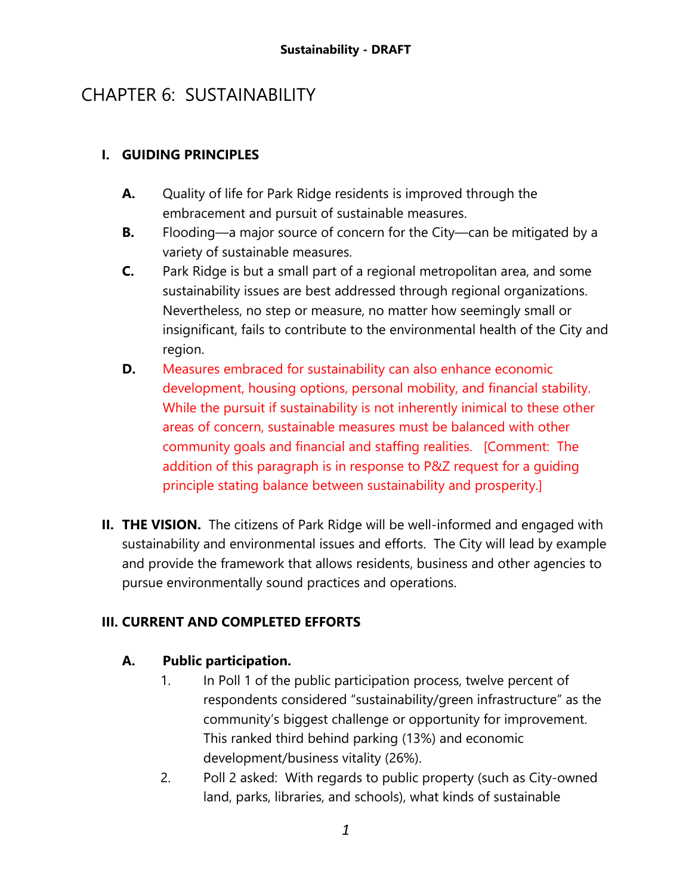# CHAPTER 6: SUSTAINABILITY

## I. GUIDING PRINCIPLES

**A.** Quality of life for Park Ridge residents is improved through the embracement and pursuit of sustainable measures.

**B.** Flooding—a major source of concern for the City—can be mitigated by a variety of sustainable measures.

**C.** Park Ridge is but a small part of a regional metropolitan area, and some sustainability issues are best addressed through regional organizations. Nevertheless, no step or measure, no matter how seemingly small or insignificant, fails to contribute to the environmental health of the City and region.

**D.** Measures embraced for sustainability can also enhance economic development, housing options, personal mobility, and financial stability. While the pursuit if sustainability is not inherently inimical to these other areas of concern, sustainable measures must be balanced with other community goals and financial and staffing realities. [Comment: The addition of this paragraph is in response to P&Z request for a guiding principle stating balance between sustainability and prosperity.]

## II. THE VISION.

The citizens of Park Ridge will be well-informed and engaged with sustainability and environmental issues and efforts. The City will lead by example and provide the framework that allows residents, business and other agencies to pursue environmentally sound practices and operations.

## III. CURRENT AND COMPLETED EFFORTS

### A. Public participation.

1. In Poll 1 of the public participation process, twelve percent of respondents considered "sustainability/green infrastructure" as the community's biggest challenge or opportunity for improvement. This ranked third behind parking (13%) and economic development/business vitality (26%).
2. Poll 2 asked: With regards to public property (such as City-owned land, parks, libraries, and schools), what kinds of sustainable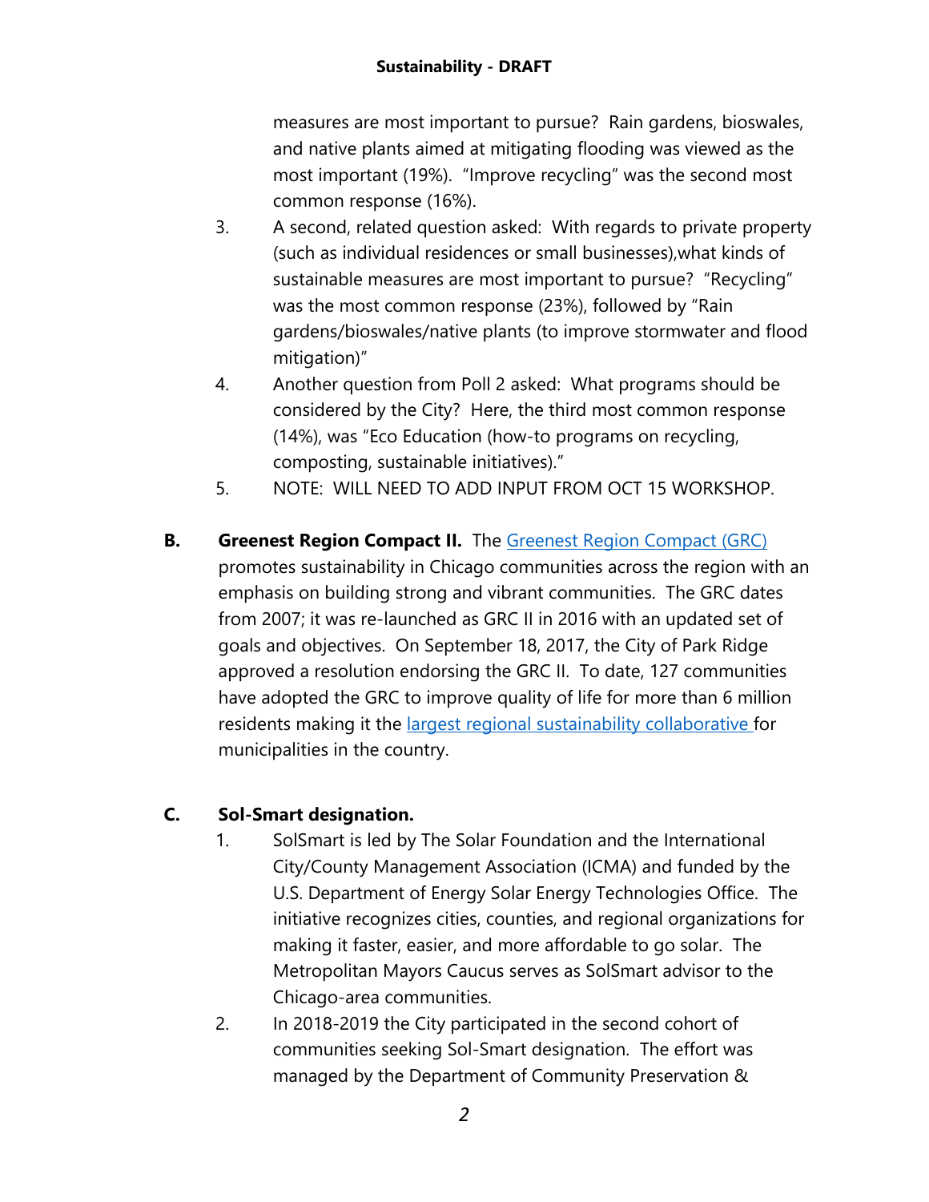measures are most important to pursue? Rain gardens, bioswales, and native plants aimed at mitigating flooding was viewed as the most important (19%). "Improve recycling" was the second most common response (16%).

3. A second, related question asked: With regards to private property (such as individual residences or small businesses),what kinds of sustainable measures are most important to pursue? "Recycling" was the most common response (23%), followed by "Rain gardens/bioswales/native plants (to improve stormwater and flood mitigation)"
4. Another question from Poll 2 asked: What programs should be considered by the City? Here, the third most common response (14%), was "Eco Education (how-to programs on recycling, composting, sustainable initiatives)."
5. NOTE: WILL NEED TO ADD INPUT FROM OCT 15 WORKSHOP.

**B. Greenest Region Compact II.** The Greenest Region Compact (GRC) promotes sustainability in Chicago communities across the region with an emphasis on building strong and vibrant communities. The GRC dates from 2007; it was re-launched as GRC II in 2016 with an updated set of goals and objectives. On September 18, 2017, the City of Park Ridge approved a resolution endorsing the GRC II. To date, 127 communities have adopted the GRC to improve quality of life for more than 6 million residents making it the largest regional sustainability collaborative for municipalities in the country.

**C. Sol-Smart designation.**

1. SolSmart is led by The Solar Foundation and the International City/County Management Association (ICMA) and funded by the U.S. Department of Energy Solar Energy Technologies Office. The initiative recognizes cities, counties, and regional organizations for making it faster, easier, and more affordable to go solar. The Metropolitan Mayors Caucus serves as SolSmart advisor to the Chicago-area communities.
2. In 2018-2019 the City participated in the second cohort of communities seeking Sol-Smart designation. The effort was managed by the Department of Community Preservation &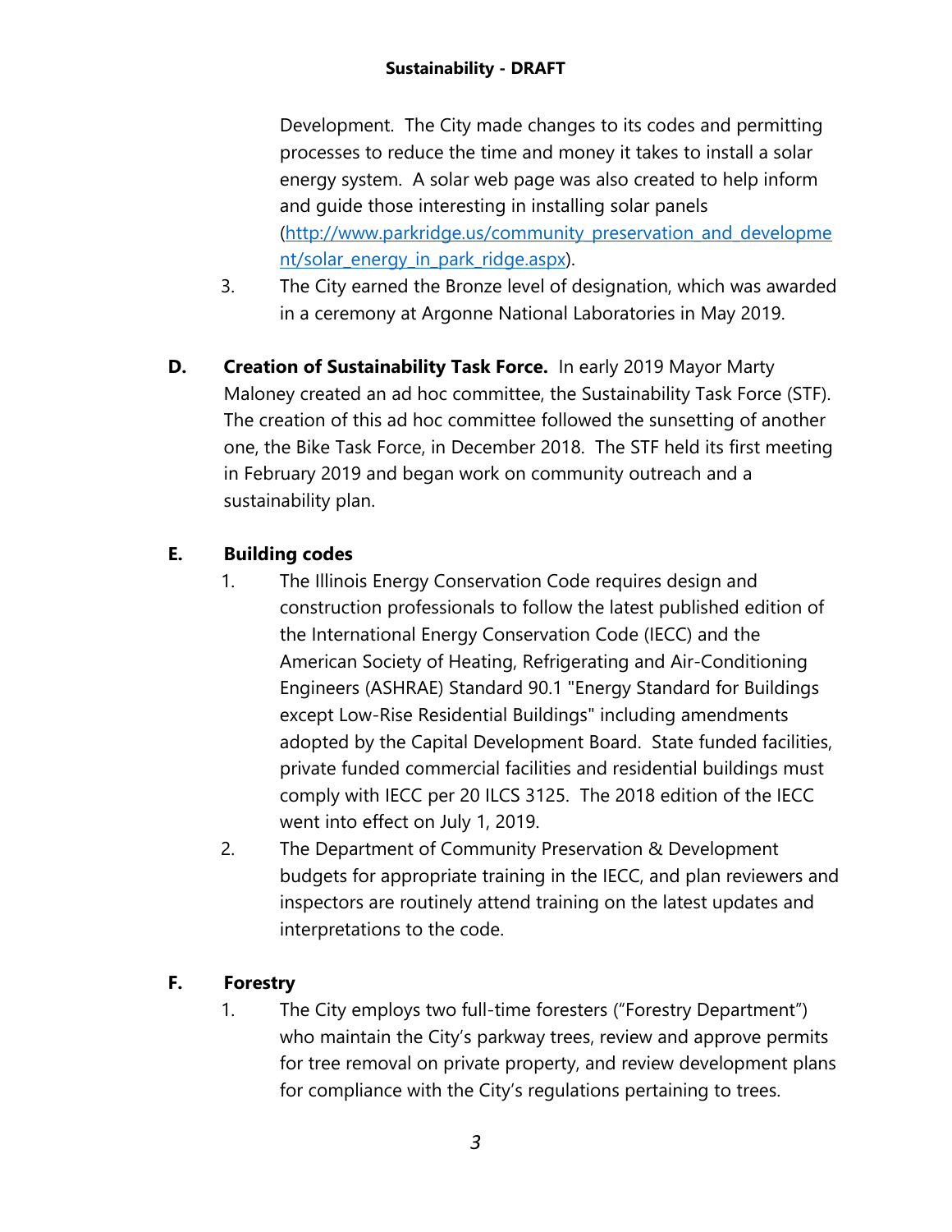Development. The City made changes to its codes and permitting processes to reduce the time and money it takes to install a solar energy system. A solar web page was also created to help inform and guide those interesting in installing solar panels (http://www.parkridge.us/community_preservation_and_development/solar_energy_in_park_ridge.aspx).

3. The City earned the Bronze level of designation, which was awarded in a ceremony at Argonne National Laboratories in May 2019.

**D. Creation of Sustainability Task Force.** In early 2019 Mayor Marty Maloney created an ad hoc committee, the Sustainability Task Force (STF). The creation of this ad hoc committee followed the sunsetting of another one, the Bike Task Force, in December 2018. The STF held its first meeting in February 2019 and began work on community outreach and a sustainability plan.

**E. Building codes**

1. The Illinois Energy Conservation Code requires design and construction professionals to follow the latest published edition of the International Energy Conservation Code (IECC) and the American Society of Heating, Refrigerating and Air-Conditioning Engineers (ASHRAE) Standard 90.1 "Energy Standard for Buildings except Low-Rise Residential Buildings" including amendments adopted by the Capital Development Board. State funded facilities, private funded commercial facilities and residential buildings must comply with IECC per 20 ILCS 3125. The 2018 edition of the IECC went into effect on July 1, 2019.
2. The Department of Community Preservation & Development budgets for appropriate training in the IECC, and plan reviewers and inspectors are routinely attend training on the latest updates and interpretations to the code.

**F. Forestry**

1. The City employs two full-time foresters ("Forestry Department") who maintain the City's parkway trees, review and approve permits for tree removal on private property, and review development plans for compliance with the City's regulations pertaining to trees.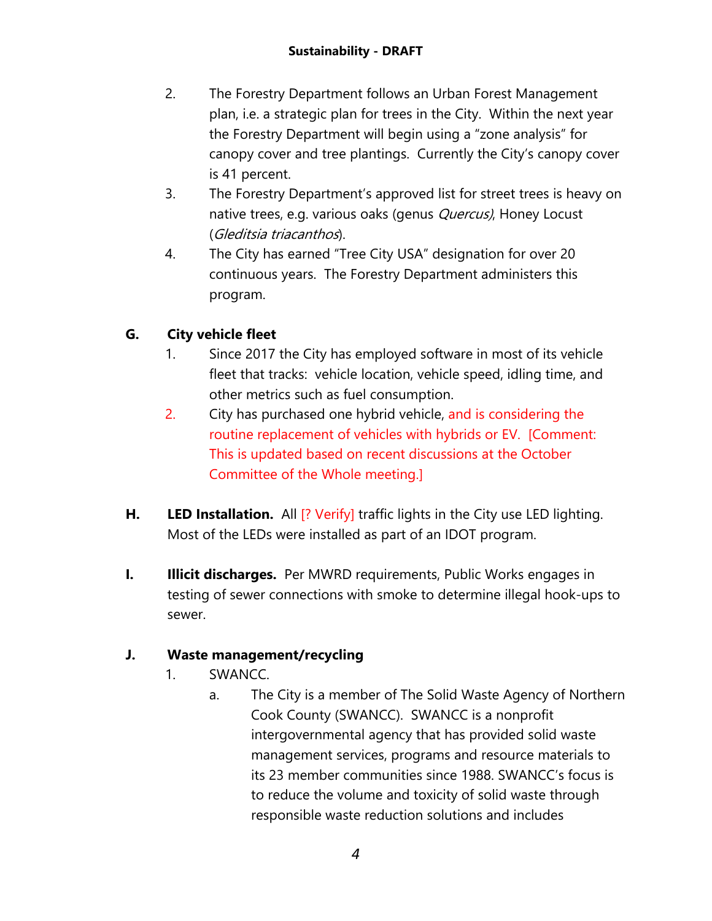2. The Forestry Department follows an Urban Forest Management plan, i.e. a strategic plan for trees in the City. Within the next year the Forestry Department will begin using a "zone analysis" for canopy cover and tree plantings. Currently the City's canopy cover is 41 percent.
3. The Forestry Department's approved list for street trees is heavy on native trees, e.g. various oaks (genus *Quercus)*, Honey Locust (*Gleditsia triacanthos*).
4. The City has earned "Tree City USA" designation for over 20 continuous years. The Forestry Department administers this program.

**G. City vehicle fleet**

1. Since 2017 the City has employed software in most of its vehicle fleet that tracks: vehicle location, vehicle speed, idling time, and other metrics such as fuel consumption.
2. City has purchased one hybrid vehicle, and is considering the routine replacement of vehicles with hybrids or EV. [Comment: This is updated based on recent discussions at the October Committee of the Whole meeting.]

**H. LED Installation.** All [? Verify] traffic lights in the City use LED lighting. Most of the LEDs were installed as part of an IDOT program.

**I. Illicit discharges.** Per MWRD requirements, Public Works engages in testing of sewer connections with smoke to determine illegal hook-ups to sewer.

**J. Waste management/recycling**

1. SWANCC.
   a. The City is a member of The Solid Waste Agency of Northern Cook County (SWANCC). SWANCC is a nonprofit intergovernmental agency that has provided solid waste management services, programs and resource materials to its 23 member communities since 1988. SWANCC's focus is to reduce the volume and toxicity of solid waste through responsible waste reduction solutions and includes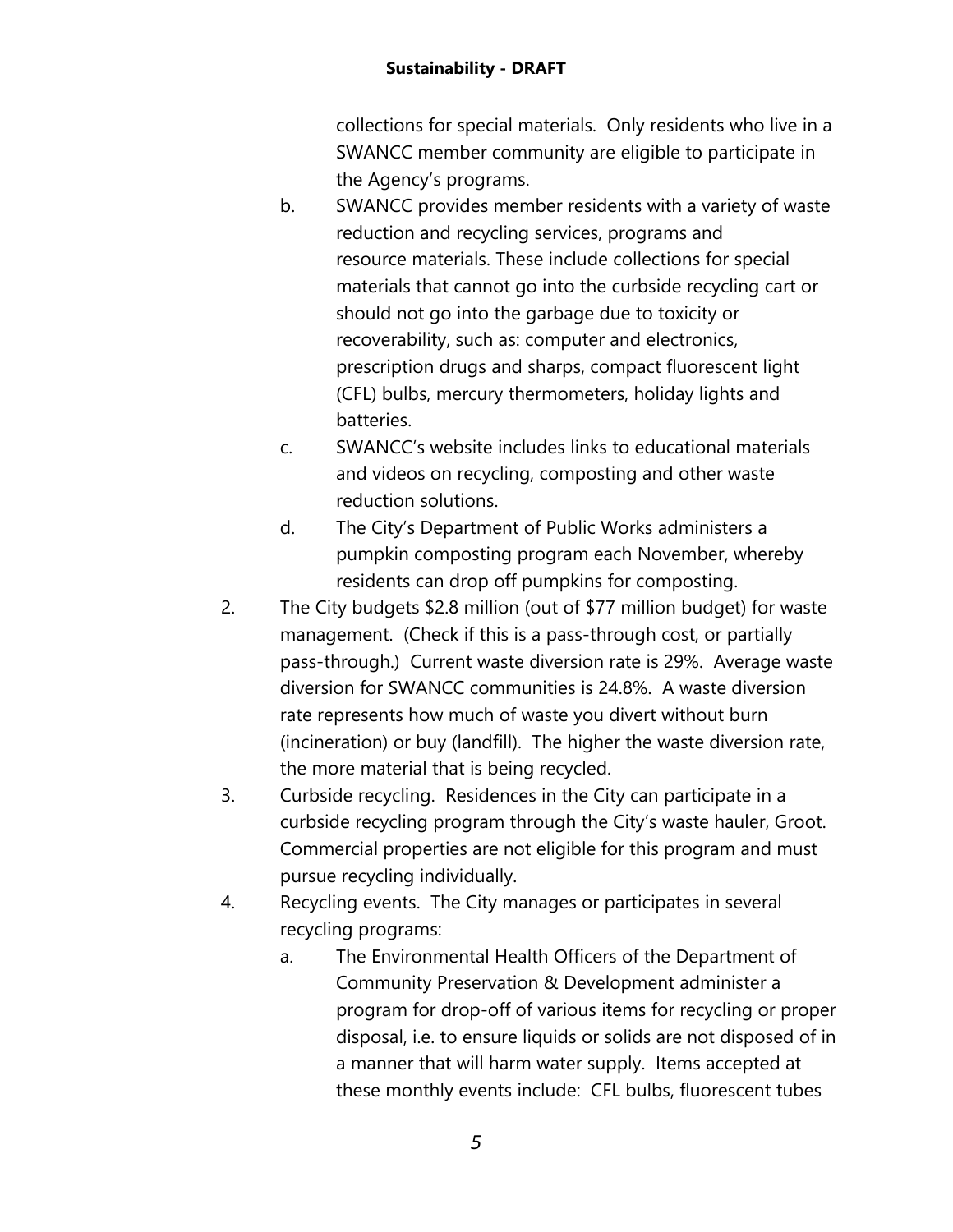collections for special materials. Only residents who live in a SWANCC member community are eligible to participate in the Agency's programs.

b. SWANCC provides member residents with a variety of waste reduction and recycling services, programs and resource materials. These include collections for special materials that cannot go into the curbside recycling cart or should not go into the garbage due to toxicity or recoverability, such as: computer and electronics, prescription drugs and sharps, compact fluorescent light (CFL) bulbs, mercury thermometers, holiday lights and batteries.

c. SWANCC's website includes links to educational materials and videos on recycling, composting and other waste reduction solutions.

d. The City's Department of Public Works administers a pumpkin composting program each November, whereby residents can drop off pumpkins for composting.

2. The City budgets $2.8 million (out of $77 million budget) for waste management. (Check if this is a pass-through cost, or partially pass-through.) Current waste diversion rate is 29%. Average waste diversion for SWANCC communities is 24.8%. A waste diversion rate represents how much of waste you divert without burn (incineration) or buy (landfill). The higher the waste diversion rate, the more material that is being recycled.

3. Curbside recycling. Residences in the City can participate in a curbside recycling program through the City's waste hauler, Groot. Commercial properties are not eligible for this program and must pursue recycling individually.

4. Recycling events. The City manages or participates in several recycling programs:

   a. The Environmental Health Officers of the Department of Community Preservation & Development administer a program for drop-off of various items for recycling or proper disposal, i.e. to ensure liquids or solids are not disposed of in a manner that will harm water supply. Items accepted at these monthly events include: CFL bulbs, fluorescent tubes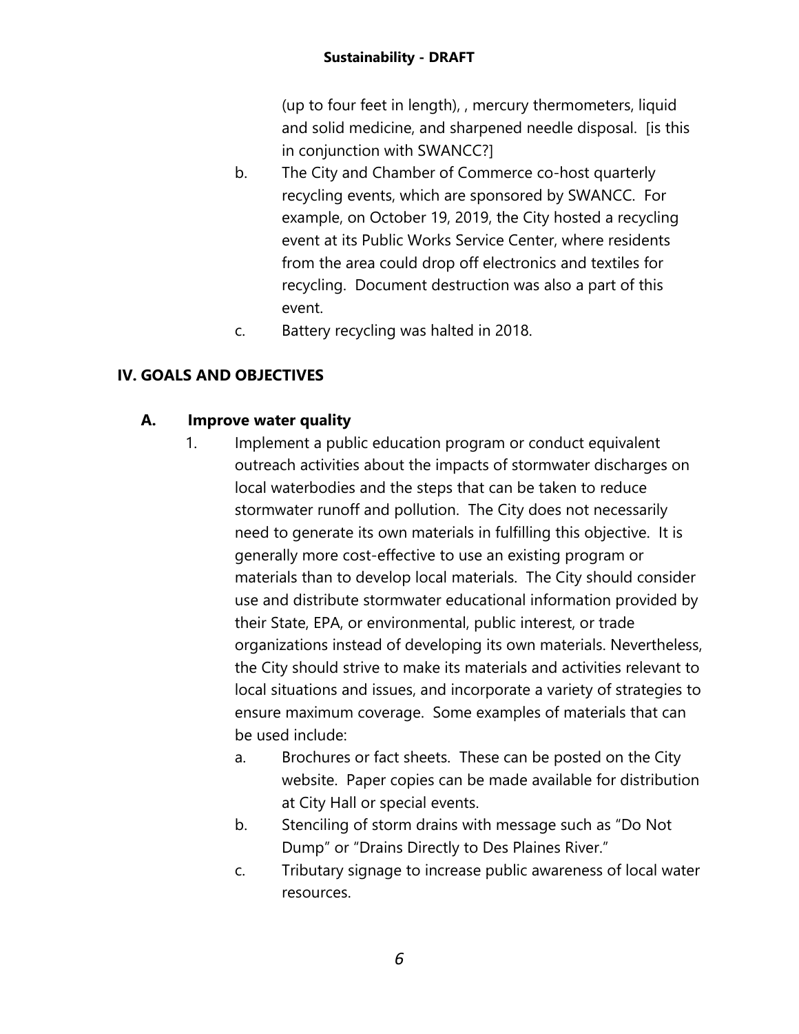(up to four feet in length), , mercury thermometers, liquid and solid medicine, and sharpened needle disposal. [is this in conjunction with SWANCC?]

b. The City and Chamber of Commerce co-host quarterly recycling events, which are sponsored by SWANCC. For example, on October 19, 2019, the City hosted a recycling event at its Public Works Service Center, where residents from the area could drop off electronics and textiles for recycling. Document destruction was also a part of this event.

c. Battery recycling was halted in 2018.

## IV. GOALS AND OBJECTIVES

### A. Improve water quality

1. Implement a public education program or conduct equivalent outreach activities about the impacts of stormwater discharges on local waterbodies and the steps that can be taken to reduce stormwater runoff and pollution. The City does not necessarily need to generate its own materials in fulfilling this objective. It is generally more cost-effective to use an existing program or materials than to develop local materials. The City should consider use and distribute stormwater educational information provided by their State, EPA, or environmental, public interest, or trade organizations instead of developing its own materials. Nevertheless, the City should strive to make its materials and activities relevant to local situations and issues, and incorporate a variety of strategies to ensure maximum coverage. Some examples of materials that can be used include:

   a. Brochures or fact sheets. These can be posted on the City website. Paper copies can be made available for distribution at City Hall or special events.

   b. Stenciling of storm drains with message such as "Do Not Dump" or "Drains Directly to Des Plaines River."

   c. Tributary signage to increase public awareness of local water resources.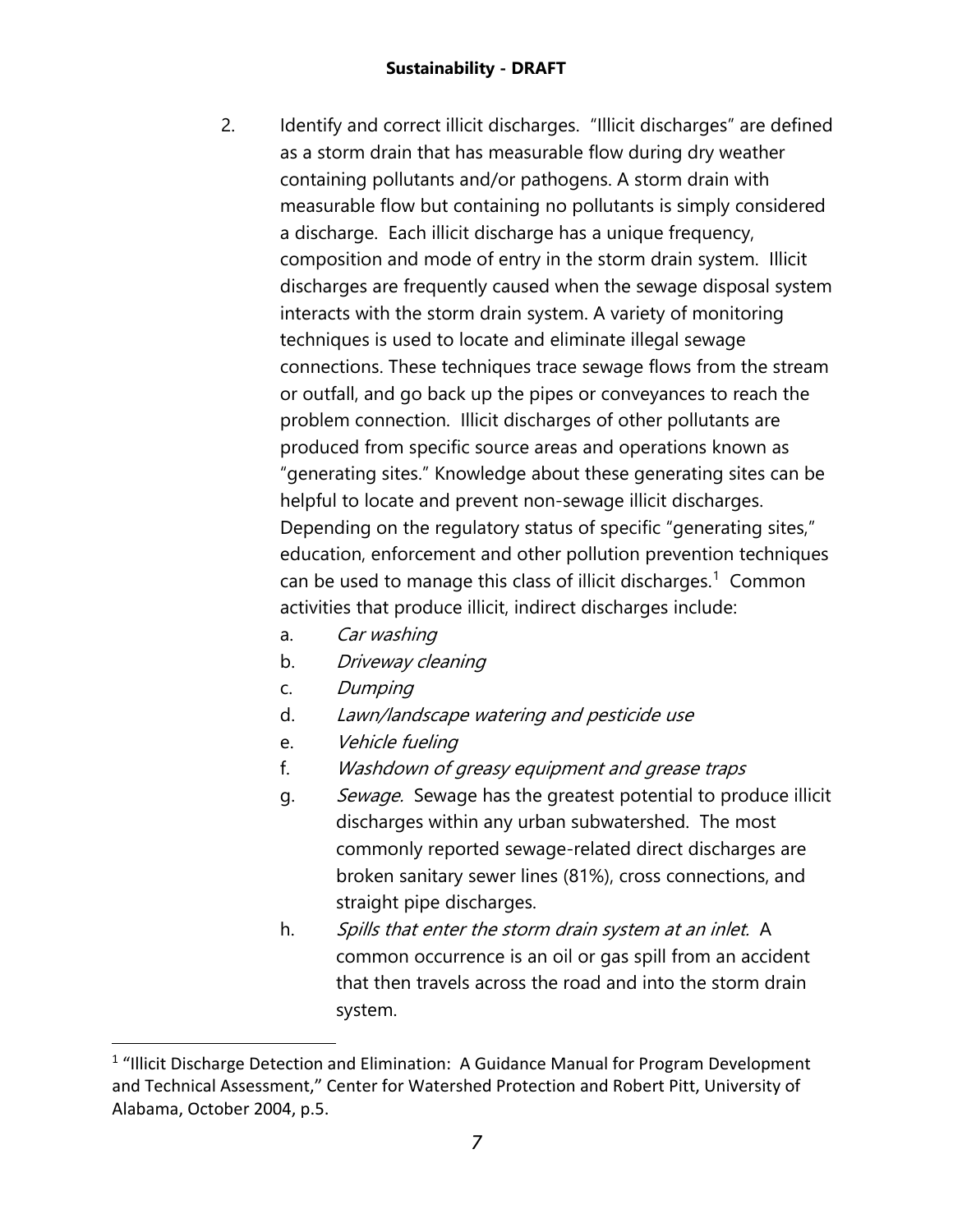2. Identify and correct illicit discharges. "Illicit discharges" are defined as a storm drain that has measurable flow during dry weather containing pollutants and/or pathogens. A storm drain with measurable flow but containing no pollutants is simply considered a discharge. Each illicit discharge has a unique frequency, composition and mode of entry in the storm drain system. Illicit discharges are frequently caused when the sewage disposal system interacts with the storm drain system. A variety of monitoring techniques is used to locate and eliminate illegal sewage connections. These techniques trace sewage flows from the stream or outfall, and go back up the pipes or conveyances to reach the problem connection. Illicit discharges of other pollutants are produced from specific source areas and operations known as "generating sites." Knowledge about these generating sites can be helpful to locate and prevent non-sewage illicit discharges. Depending on the regulatory status of specific "generating sites," education, enforcement and other pollution prevention techniques can be used to manage this class of illicit discharges.[1] Common activities that produce illicit, indirect discharges include:
   a. *Car washing*
   b. *Driveway cleaning*
   c. *Dumping*
   d. *Lawn/landscape watering and pesticide use*
   e. *Vehicle fueling*
   f. *Washdown of greasy equipment and grease traps*
   g. *Sewage.* Sewage has the greatest potential to produce illicit discharges within any urban subwatershed. The most commonly reported sewage-related direct discharges are broken sanitary sewer lines (81%), cross connections, and straight pipe discharges.
   h. *Spills that enter the storm drain system at an inlet.* A common occurrence is an oil or gas spill from an accident that then travels across the road and into the storm drain system.

[1] "Illicit Discharge Detection and Elimination: A Guidance Manual for Program Development and Technical Assessment," Center for Watershed Protection and Robert Pitt, University of Alabama, October 2004, p.5.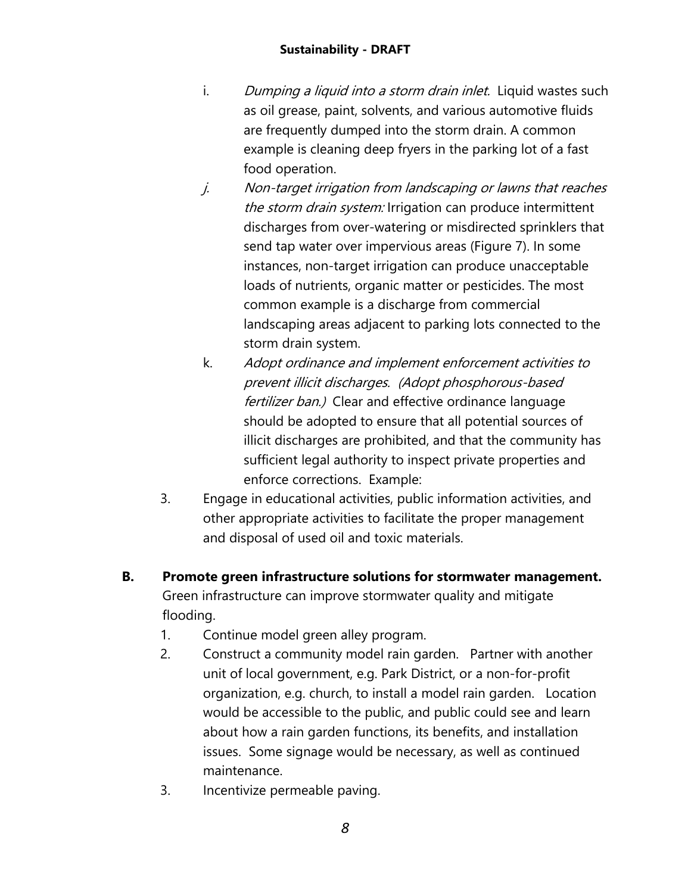i. *Dumping a liquid into a storm drain inlet.* Liquid wastes such as oil grease, paint, solvents, and various automotive fluids are frequently dumped into the storm drain. A common example is cleaning deep fryers in the parking lot of a fast food operation.

j. *Non-target irrigation from landscaping or lawns that reaches the storm drain system:* Irrigation can produce intermittent discharges from over-watering or misdirected sprinklers that send tap water over impervious areas (Figure 7). In some instances, non-target irrigation can produce unacceptable loads of nutrients, organic matter or pesticides. The most common example is a discharge from commercial landscaping areas adjacent to parking lots connected to the storm drain system.

k. *Adopt ordinance and implement enforcement activities to prevent illicit discharges. (Adopt phosphorous-based fertilizer ban.)* Clear and effective ordinance language should be adopted to ensure that all potential sources of illicit discharges are prohibited, and that the community has sufficient legal authority to inspect private properties and enforce corrections. Example:

3. Engage in educational activities, public information activities, and other appropriate activities to facilitate the proper management and disposal of used oil and toxic materials.

**B. Promote green infrastructure solutions for stormwater management.**

Green infrastructure can improve stormwater quality and mitigate flooding.

1. Continue model green alley program.
2. Construct a community model rain garden. Partner with another unit of local government, e.g. Park District, or a non-for-profit organization, e.g. church, to install a model rain garden. Location would be accessible to the public, and public could see and learn about how a rain garden functions, its benefits, and installation issues. Some signage would be necessary, as well as continued maintenance.
3. Incentivize permeable paving.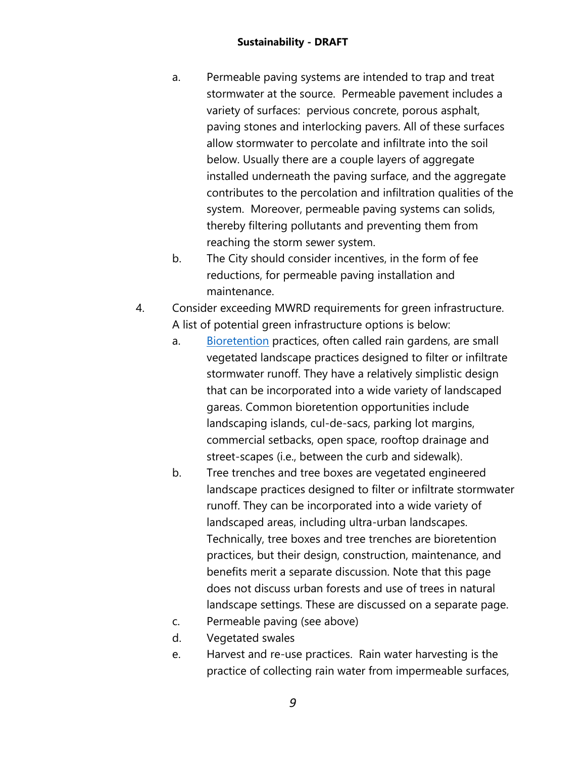a. Permeable paving systems are intended to trap and treat stormwater at the source. Permeable pavement includes a variety of surfaces: pervious concrete, porous asphalt, paving stones and interlocking pavers. All of these surfaces allow stormwater to percolate and infiltrate into the soil below. Usually there are a couple layers of aggregate installed underneath the paving surface, and the aggregate contributes to the percolation and infiltration qualities of the system. Moreover, permeable paving systems can solids, thereby filtering pollutants and preventing them from reaching the storm sewer system.

b. The City should consider incentives, in the form of fee reductions, for permeable paving installation and maintenance.

4. Consider exceeding MWRD requirements for green infrastructure. A list of potential green infrastructure options is below:

   a. Bioretention practices, often called rain gardens, are small vegetated landscape practices designed to filter or infiltrate stormwater runoff. They have a relatively simplistic design that can be incorporated into a wide variety of landscaped gareas. Common bioretention opportunities include landscaping islands, cul-de-sacs, parking lot margins, commercial setbacks, open space, rooftop drainage and street-scapes (i.e., between the curb and sidewalk).

   b. Tree trenches and tree boxes are vegetated engineered landscape practices designed to filter or infiltrate stormwater runoff. They can be incorporated into a wide variety of landscaped areas, including ultra-urban landscapes. Technically, tree boxes and tree trenches are bioretention practices, but their design, construction, maintenance, and benefits merit a separate discussion. Note that this page does not discuss urban forests and use of trees in natural landscape settings. These are discussed on a separate page.

   c. Permeable paving (see above)

   d. Vegetated swales

   e. Harvest and re-use practices. Rain water harvesting is the practice of collecting rain water from impermeable surfaces,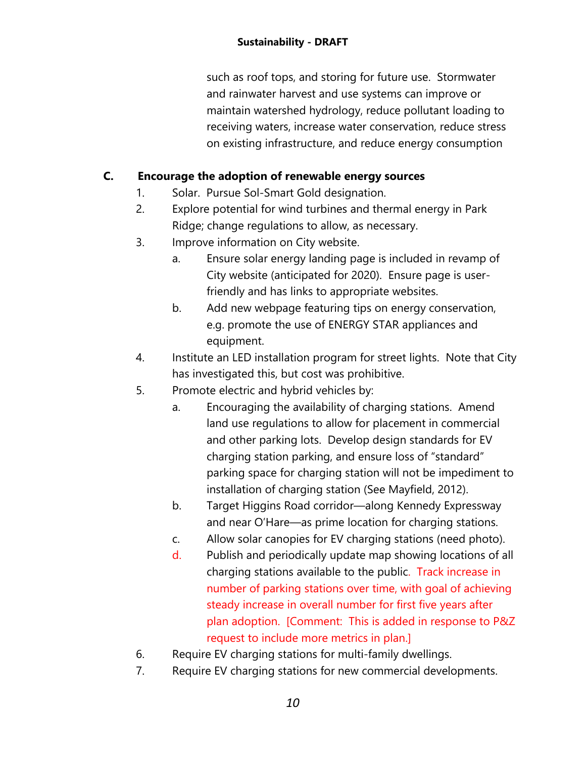such as roof tops, and storing for future use. Stormwater and rainwater harvest and use systems can improve or maintain watershed hydrology, reduce pollutant loading to receiving waters, increase water conservation, reduce stress on existing infrastructure, and reduce energy consumption

**C. Encourage the adoption of renewable energy sources**

1. Solar. Pursue Sol-Smart Gold designation.
2. Explore potential for wind turbines and thermal energy in Park Ridge; change regulations to allow, as necessary.
3. Improve information on City website.
   a. Ensure solar energy landing page is included in revamp of City website (anticipated for 2020). Ensure page is user-friendly and has links to appropriate websites.
   b. Add new webpage featuring tips on energy conservation, e.g. promote the use of ENERGY STAR appliances and equipment.
4. Institute an LED installation program for street lights. Note that City has investigated this, but cost was prohibitive.
5. Promote electric and hybrid vehicles by:
   a. Encouraging the availability of charging stations. Amend land use regulations to allow for placement in commercial and other parking lots. Develop design standards for EV charging station parking, and ensure loss of "standard" parking space for charging station will not be impediment to installation of charging station (See Mayfield, 2012).
   b. Target Higgins Road corridor—along Kennedy Expressway and near O'Hare—as prime location for charging stations.
   c. Allow solar canopies for EV charging stations (need photo).
   d. Publish and periodically update map showing locations of all charging stations available to the public. Track increase in number of parking stations over time, with goal of achieving steady increase in overall number for first five years after plan adoption. [Comment: This is added in response to P&Z request to include more metrics in plan.]
6. Require EV charging stations for multi-family dwellings.
7. Require EV charging stations for new commercial developments.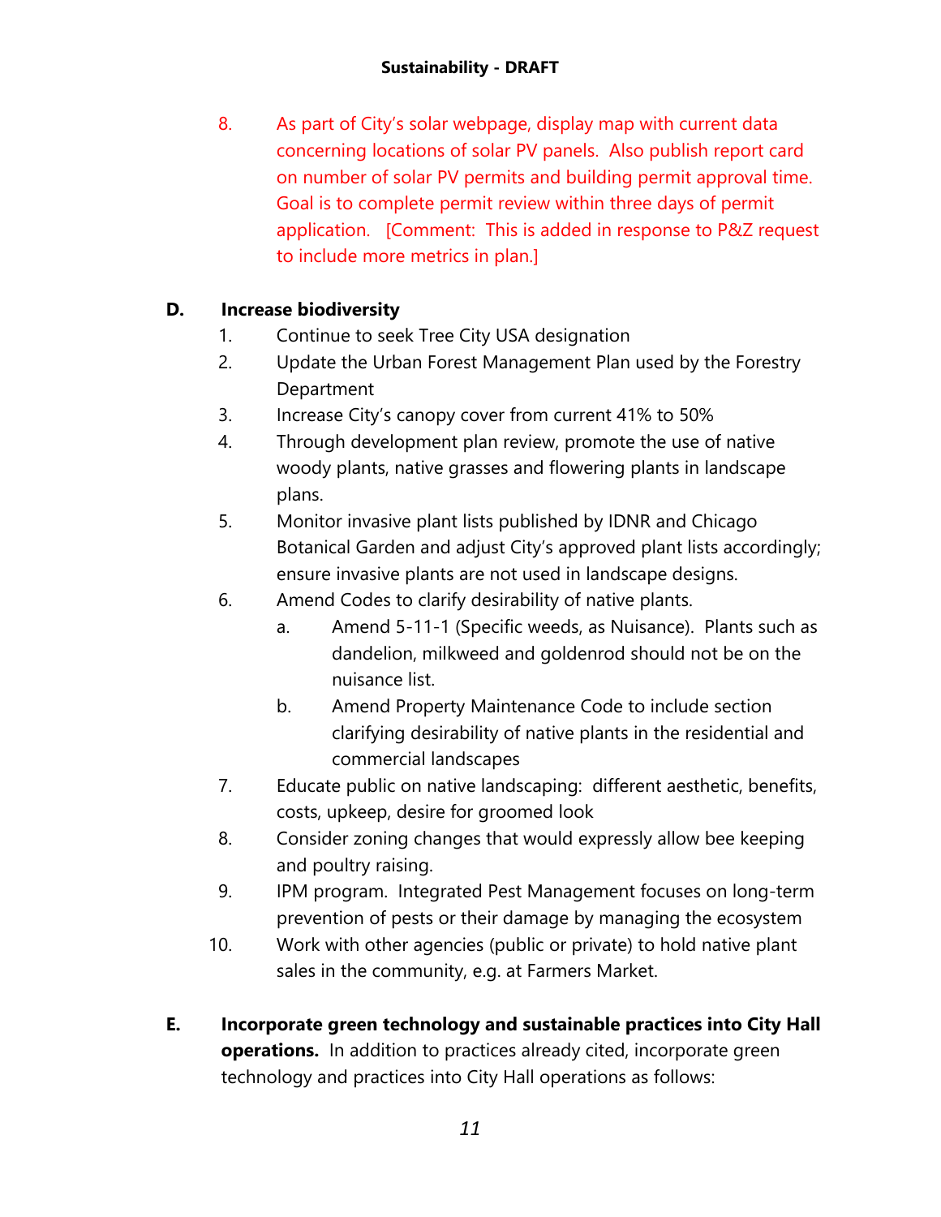8. As part of City's solar webpage, display map with current data concerning locations of solar PV panels. Also publish report card on number of solar PV permits and building permit approval time. Goal is to complete permit review within three days of permit application. [Comment: This is added in response to P&Z request to include more metrics in plan.]

**D. Increase biodiversity**

1. Continue to seek Tree City USA designation
2. Update the Urban Forest Management Plan used by the Forestry Department
3. Increase City's canopy cover from current 41% to 50%
4. Through development plan review, promote the use of native woody plants, native grasses and flowering plants in landscape plans.
5. Monitor invasive plant lists published by IDNR and Chicago Botanical Garden and adjust City's approved plant lists accordingly; ensure invasive plants are not used in landscape designs.
6. Amend Codes to clarify desirability of native plants.
   a. Amend 5-11-1 (Specific weeds, as Nuisance). Plants such as dandelion, milkweed and goldenrod should not be on the nuisance list.
   b. Amend Property Maintenance Code to include section clarifying desirability of native plants in the residential and commercial landscapes
7. Educate public on native landscaping: different aesthetic, benefits, costs, upkeep, desire for groomed look
8. Consider zoning changes that would expressly allow bee keeping and poultry raising.
9. IPM program. Integrated Pest Management focuses on long-term prevention of pests or their damage by managing the ecosystem
10. Work with other agencies (public or private) to hold native plant sales in the community, e.g. at Farmers Market.

**E. Incorporate green technology and sustainable practices into City Hall operations.** In addition to practices already cited, incorporate green technology and practices into City Hall operations as follows: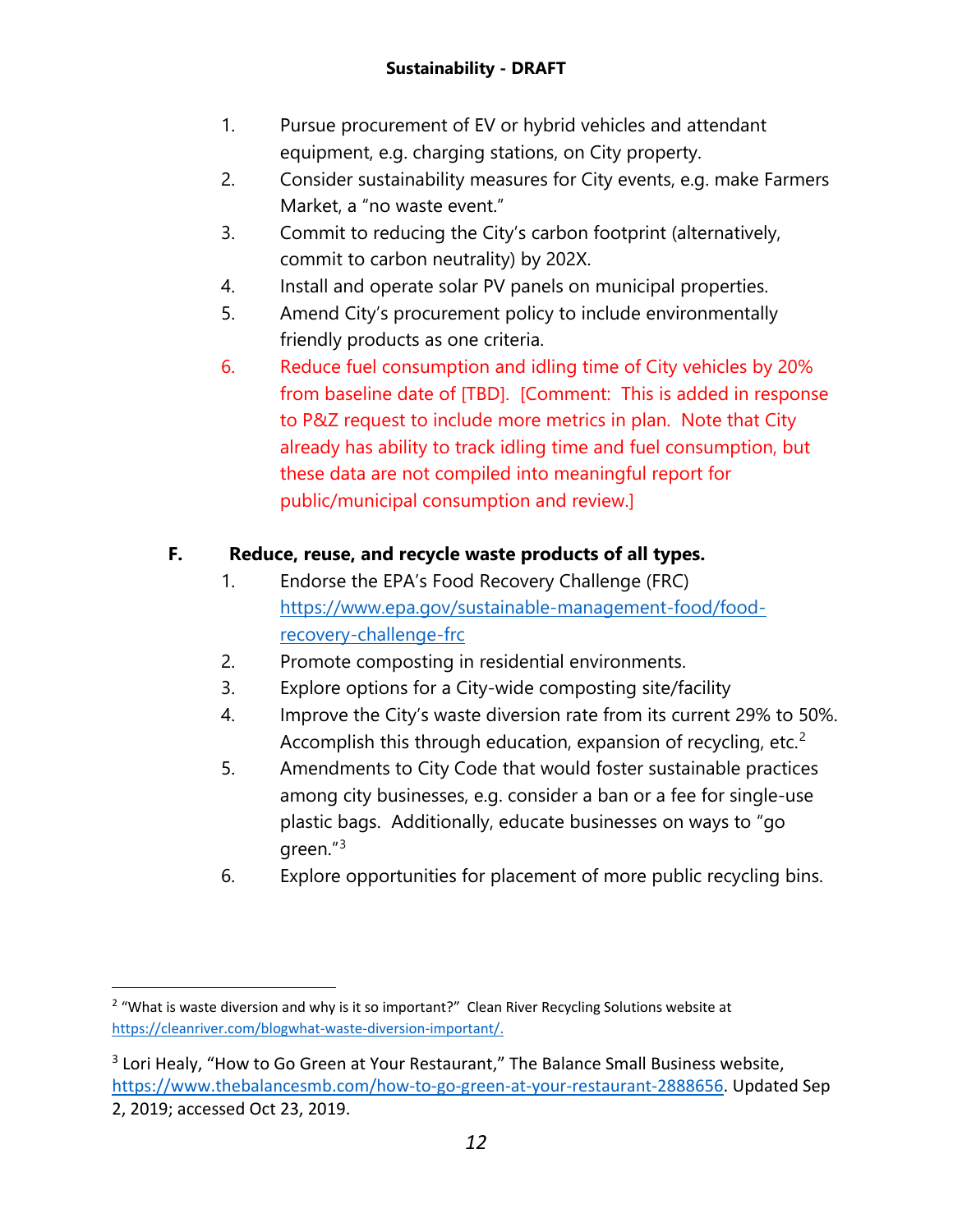1. Pursue procurement of EV or hybrid vehicles and attendant equipment, e.g. charging stations, on City property.
2. Consider sustainability measures for City events, e.g. make Farmers Market, a "no waste event."
3. Commit to reducing the City's carbon footprint (alternatively, commit to carbon neutrality) by 202X.
4. Install and operate solar PV panels on municipal properties.
5. Amend City's procurement policy to include environmentally friendly products as one criteria.
6. Reduce fuel consumption and idling time of City vehicles by 20% from baseline date of [TBD]. [Comment: This is added in response to P&Z request to include more metrics in plan. Note that City already has ability to track idling time and fuel consumption, but these data are not compiled into meaningful report for public/municipal consumption and review.]

**F. Reduce, reuse, and recycle waste products of all types.**

1. Endorse the EPA's Food Recovery Challenge (FRC) https://www.epa.gov/sustainable-management-food/food-recovery-challenge-frc
2. Promote composting in residential environments.
3. Explore options for a City-wide composting site/facility
4. Improve the City's waste diversion rate from its current 29% to 50%. Accomplish this through education, expansion of recycling, etc.[2]
5. Amendments to City Code that would foster sustainable practices among city businesses, e.g. consider a ban or a fee for single-use plastic bags. Additionally, educate businesses on ways to "go green."[3]
6. Explore opportunities for placement of more public recycling bins.

---

[2] "What is waste diversion and why is it so important?" Clean River Recycling Solutions website at https://cleanriver.com/blogwhat-waste-diversion-important/.

[3] Lori Healy, "How to Go Green at Your Restaurant," The Balance Small Business website, https://www.thebalancesmb.com/how-to-go-green-at-your-restaurant-2888656. Updated Sep 2, 2019; accessed Oct 23, 2019.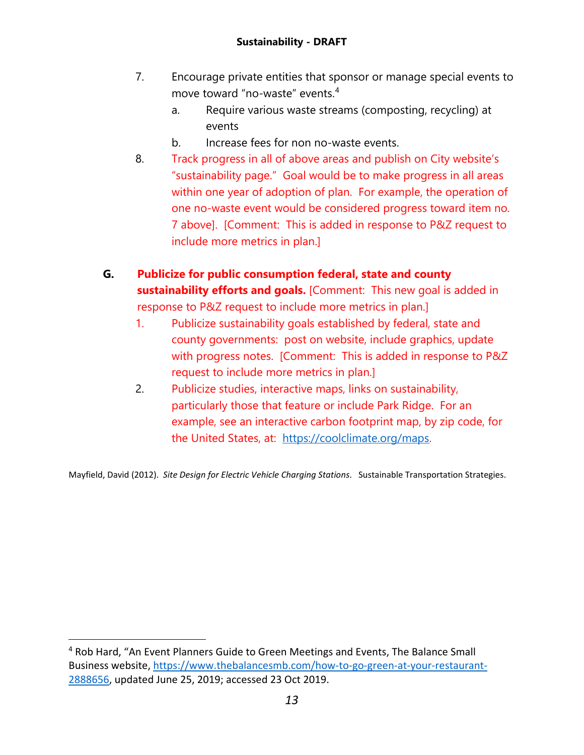7. Encourage private entities that sponsor or manage special events to move toward "no-waste" events.[4]
   a. Require various waste streams (composting, recycling) at events
   b. Increase fees for non no-waste events.
8. Track progress in all of above areas and publish on City website's "sustainability page." Goal would be to make progress in all areas within one year of adoption of plan. For example, the operation of one no-waste event would be considered progress toward item no. 7 above]. [Comment: This is added in response to P&Z request to include more metrics in plan.]

**G. Publicize for public consumption federal, state and county sustainability efforts and goals.** [Comment: This new goal is added in response to P&Z request to include more metrics in plan.]

1. Publicize sustainability goals established by federal, state and county governments: post on website, include graphics, update with progress notes. [Comment: This is added in response to P&Z request to include more metrics in plan.]
2. Publicize studies, interactive maps, links on sustainability, particularly those that feature or include Park Ridge. For an example, see an interactive carbon footprint map, by zip code, for the United States, at: https://coolclimate.org/maps.

Mayfield, David (2012). *Site Design for Electric Vehicle Charging Stations*. Sustainable Transportation Strategies.

---

[4] Rob Hard, "An Event Planners Guide to Green Meetings and Events, The Balance Small Business website, https://www.thebalancesmb.com/how-to-go-green-at-your-restaurant-2888656, updated June 25, 2019; accessed 23 Oct 2019.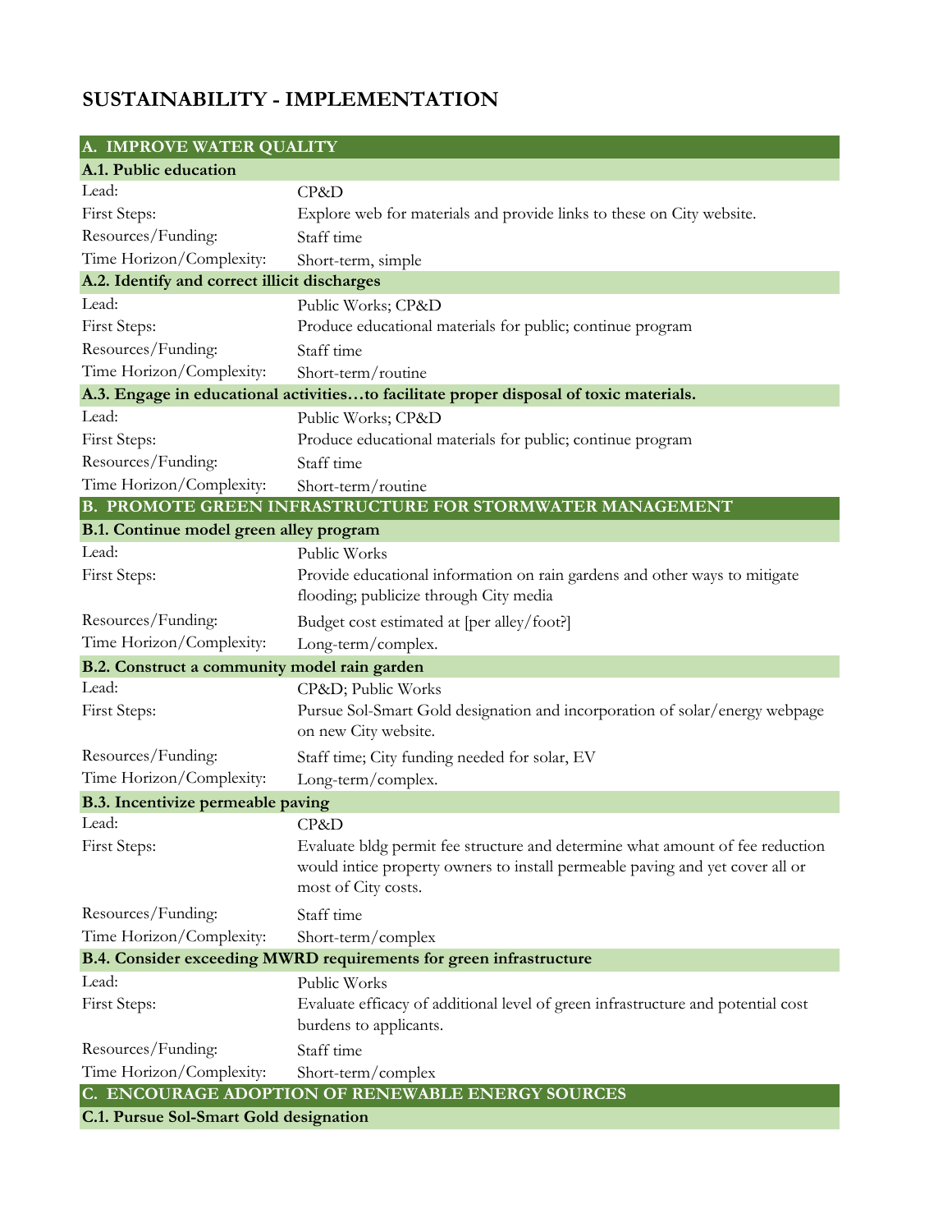# SUSTAINABILITY - IMPLEMENTATION

| A. IMPROVE WATER QUALITY | |
|---|---|
| **A.1. Public education** | |
| Lead: | CP&D |
| First Steps: | Explore web for materials and provide links to these on City website. |
| Resources/Funding: | Staff time |
| Time Horizon/Complexity: | Short-term, simple |
| **A.2. Identify and correct illicit discharges** | |
| Lead: | Public Works; CP&D |
| First Steps: | Produce educational materials for public; continue program |
| Resources/Funding: | Staff time |
| Time Horizon/Complexity: | Short-term/routine |
| **A.3. Engage in educational activities…to facilitate proper disposal of toxic materials.** | |
| Lead: | Public Works; CP&D |
| First Steps: | Produce educational materials for public; continue program |
| Resources/Funding: | Staff time |
| Time Horizon/Complexity: | Short-term/routine |
| **B. PROMOTE GREEN INFRASTRUCTURE FOR STORMWATER MANAGEMENT** | |
| **B.1. Continue model green alley program** | |
| Lead: | Public Works |
| First Steps: | Provide educational information on rain gardens and other ways to mitigate flooding; publicize through City media |
| Resources/Funding: | Budget cost estimated at [per alley/foot?] |
| Time Horizon/Complexity: | Long-term/complex. |
| **B.2. Construct a community model rain garden** | |
| Lead: | CP&D; Public Works |
| First Steps: | Pursue Sol-Smart Gold designation and incorporation of solar/energy webpage on new City website. |
| Resources/Funding: | Staff time; City funding needed for solar, EV |
| Time Horizon/Complexity: | Long-term/complex. |
| **B.3. Incentivize permeable paving** | |
| Lead: | CP&D |
| First Steps: | Evaluate bldg permit fee structure and determine what amount of fee reduction would intice property owners to install permeable paving and yet cover all or most of City costs. |
| Resources/Funding: | Staff time |
| Time Horizon/Complexity: | Short-term/complex |
| **B.4. Consider exceeding MWRD requirements for green infrastructure** | |
| Lead: | Public Works |
| First Steps: | Evaluate efficacy of additional level of green infrastructure and potential cost burdens to applicants. |
| Resources/Funding: | Staff time |
| Time Horizon/Complexity: | Short-term/complex |
| **C. ENCOURAGE ADOPTION OF RENEWABLE ENERGY SOURCES** | |
| **C.1. Pursue Sol-Smart Gold designation** | |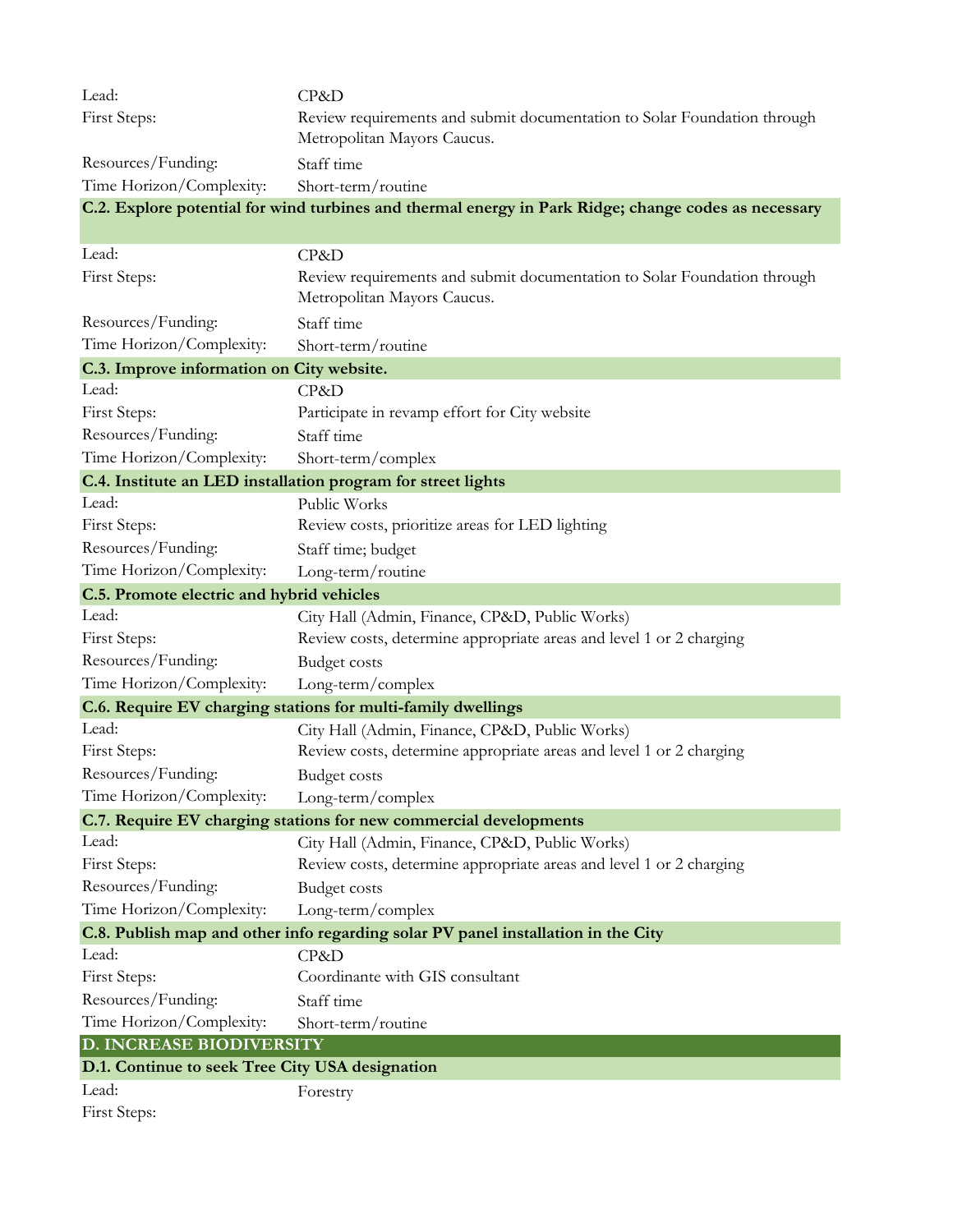| | |
|---|---|
| Lead: | CP&D |
| First Steps: | Review requirements and submit documentation to Solar Foundation through Metropolitan Mayors Caucus. |
| Resources/Funding: | Staff time |
| Time Horizon/Complexity: | Short-term/routine |

**C.2. Explore potential for wind turbines and thermal energy in Park Ridge; change codes as necessary**

| | |
|---|---|
| Lead: | CP&D |
| First Steps: | Review requirements and submit documentation to Solar Foundation through Metropolitan Mayors Caucus. |
| Resources/Funding: | Staff time |
| Time Horizon/Complexity: | Short-term/routine |

**C.3. Improve information on City website.**

| | |
|---|---|
| Lead: | CP&D |
| First Steps: | Participate in revamp effort for City website |
| Resources/Funding: | Staff time |
| Time Horizon/Complexity: | Short-term/complex |

**C.4. Institute an LED installation program for street lights**

| | |
|---|---|
| Lead: | Public Works |
| First Steps: | Review costs, prioritize areas for LED lighting |
| Resources/Funding: | Staff time; budget |
| Time Horizon/Complexity: | Long-term/routine |

**C.5. Promote electric and hybrid vehicles**

| | |
|---|---|
| Lead: | City Hall (Admin, Finance, CP&D, Public Works) |
| First Steps: | Review costs, determine appropriate areas and level 1 or 2 charging |
| Resources/Funding: | Budget costs |
| Time Horizon/Complexity: | Long-term/complex |

**C.6. Require EV charging stations for multi-family dwellings**

| | |
|---|---|
| Lead: | City Hall (Admin, Finance, CP&D, Public Works) |
| First Steps: | Review costs, determine appropriate areas and level 1 or 2 charging |
| Resources/Funding: | Budget costs |
| Time Horizon/Complexity: | Long-term/complex |

**C.7. Require EV charging stations for new commercial developments**

| | |
|---|---|
| Lead: | City Hall (Admin, Finance, CP&D, Public Works) |
| First Steps: | Review costs, determine appropriate areas and level 1 or 2 charging |
| Resources/Funding: | Budget costs |
| Time Horizon/Complexity: | Long-term/complex |

**C.8. Publish map and other info regarding solar PV panel installation in the City**

| | |
|---|---|
| Lead: | CP&D |
| First Steps: | Coordinante with GIS consultant |
| Resources/Funding: | Staff time |
| Time Horizon/Complexity: | Short-term/routine |

## D. INCREASE BIODIVERSITY

**D.1. Continue to seek Tree City USA designation**

| | |
|---|---|
| Lead: | Forestry |
| First Steps: | |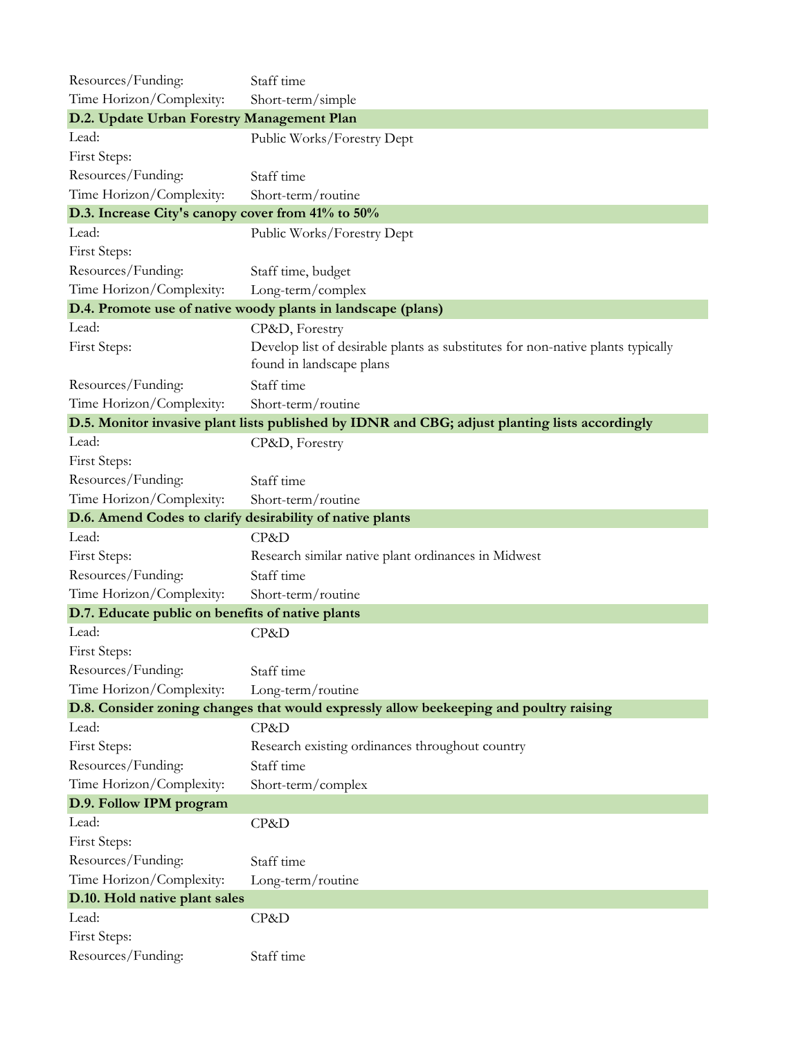| | |
|---|---|
| Resources/Funding: | Staff time |
| Time Horizon/Complexity: | Short-term/simple |

**D.2. Update Urban Forestry Management Plan**

| | |
|---|---|
| Lead: | Public Works/Forestry Dept |
| First Steps: | |
| Resources/Funding: | Staff time |
| Time Horizon/Complexity: | Short-term/routine |

**D.3. Increase City's canopy cover from 41% to 50%**

| | |
|---|---|
| Lead: | Public Works/Forestry Dept |
| First Steps: | |
| Resources/Funding: | Staff time, budget |
| Time Horizon/Complexity: | Long-term/complex |

**D.4. Promote use of native woody plants in landscape (plans)**

| | |
|---|---|
| Lead: | CP&D, Forestry |
| First Steps: | Develop list of desirable plants as substitutes for non-native plants typically found in landscape plans |
| Resources/Funding: | Staff time |
| Time Horizon/Complexity: | Short-term/routine |

**D.5. Monitor invasive plant lists published by IDNR and CBG; adjust planting lists accordingly**

| | |
|---|---|
| Lead: | CP&D, Forestry |
| First Steps: | |
| Resources/Funding: | Staff time |
| Time Horizon/Complexity: | Short-term/routine |

**D.6. Amend Codes to clarify desirability of native plants**

| | |
|---|---|
| Lead: | CP&D |
| First Steps: | Research similar native plant ordinances in Midwest |
| Resources/Funding: | Staff time |
| Time Horizon/Complexity: | Short-term/routine |

**D.7. Educate public on benefits of native plants**

| | |
|---|---|
| Lead: | CP&D |
| First Steps: | |
| Resources/Funding: | Staff time |
| Time Horizon/Complexity: | Long-term/routine |

**D.8. Consider zoning changes that would expressly allow beekeeping and poultry raising**

| | |
|---|---|
| Lead: | CP&D |
| First Steps: | Research existing ordinances throughout country |
| Resources/Funding: | Staff time |
| Time Horizon/Complexity: | Short-term/complex |

**D.9. Follow IPM program**

| | |
|---|---|
| Lead: | CP&D |
| First Steps: | |
| Resources/Funding: | Staff time |
| Time Horizon/Complexity: | Long-term/routine |

**D.10. Hold native plant sales**

| | |
|---|---|
| Lead: | CP&D |
| First Steps: | |
| Resources/Funding: | Staff time |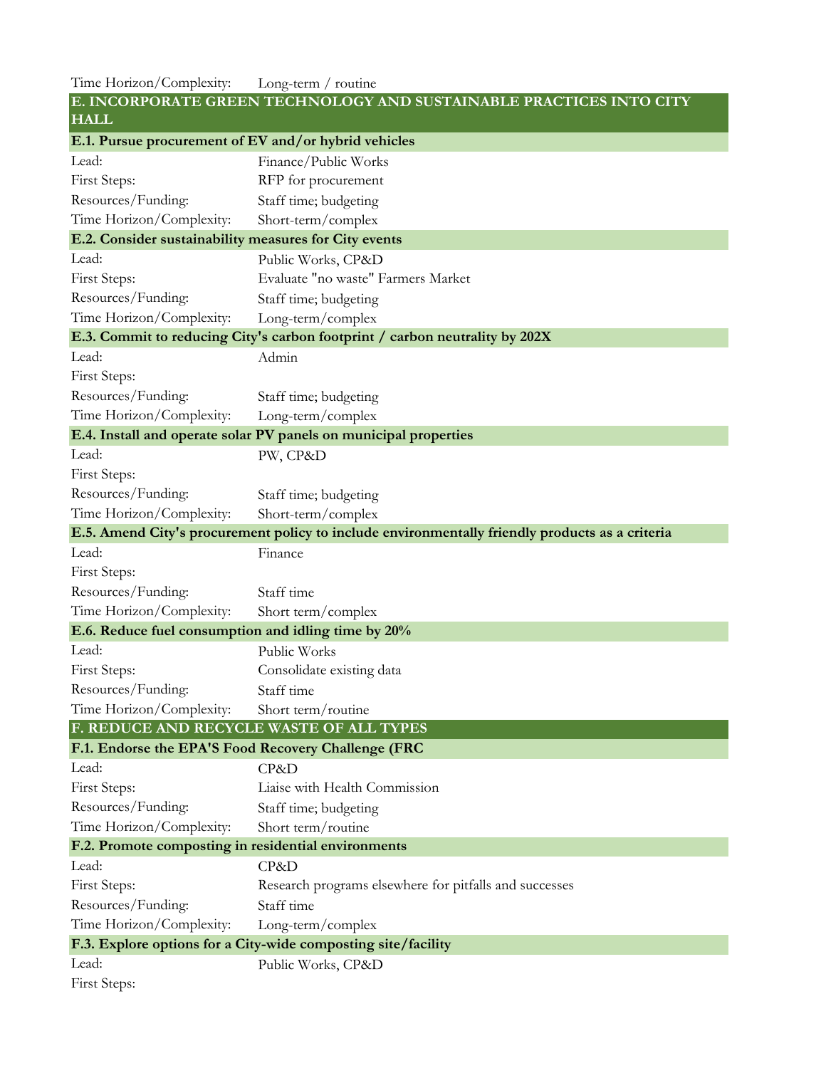| | |
|---|---|
| Time Horizon/Complexity: | Long-term / routine |
| **E. INCORPORATE GREEN TECHNOLOGY AND SUSTAINABLE PRACTICES INTO CITY HALL** | |
| **E.1. Pursue procurement of EV and/or hybrid vehicles** | |
| Lead: | Finance/Public Works |
| First Steps: | RFP for procurement |
| Resources/Funding: | Staff time; budgeting |
| Time Horizon/Complexity: | Short-term/complex |
| **E.2. Consider sustainability measures for City events** | |
| Lead: | Public Works, CP&D |
| First Steps: | Evaluate "no waste" Farmers Market |
| Resources/Funding: | Staff time; budgeting |
| Time Horizon/Complexity: | Long-term/complex |
| **E.3. Commit to reducing City's carbon footprint / carbon neutrality by 202X** | |
| Lead: | Admin |
| First Steps: | |
| Resources/Funding: | Staff time; budgeting |
| Time Horizon/Complexity: | Long-term/complex |
| **E.4. Install and operate solar PV panels on municipal properties** | |
| Lead: | PW, CP&D |
| First Steps: | |
| Resources/Funding: | Staff time; budgeting |
| Time Horizon/Complexity: | Short-term/complex |
| **E.5. Amend City's procurement policy to include environmentally friendly products as a criteria** | |
| Lead: | Finance |
| First Steps: | |
| Resources/Funding: | Staff time |
| Time Horizon/Complexity: | Short term/complex |
| **E.6. Reduce fuel consumption and idling time by 20%** | |
| Lead: | Public Works |
| First Steps: | Consolidate existing data |
| Resources/Funding: | Staff time |
| Time Horizon/Complexity: | Short term/routine |
| **F. REDUCE AND RECYCLE WASTE OF ALL TYPES** | |
| **F.1. Endorse the EPA'S Food Recovery Challenge (FRC** | |
| Lead: | CP&D |
| First Steps: | Liaise with Health Commission |
| Resources/Funding: | Staff time; budgeting |
| Time Horizon/Complexity: | Short term/routine |
| **F.2. Promote composting in residential environments** | |
| Lead: | CP&D |
| First Steps: | Research programs elsewhere for pitfalls and successes |
| Resources/Funding: | Staff time |
| Time Horizon/Complexity: | Long-term/complex |
| **F.3. Explore options for a City-wide composting site/facility** | |
| Lead: | Public Works, CP&D |
| First Steps: | |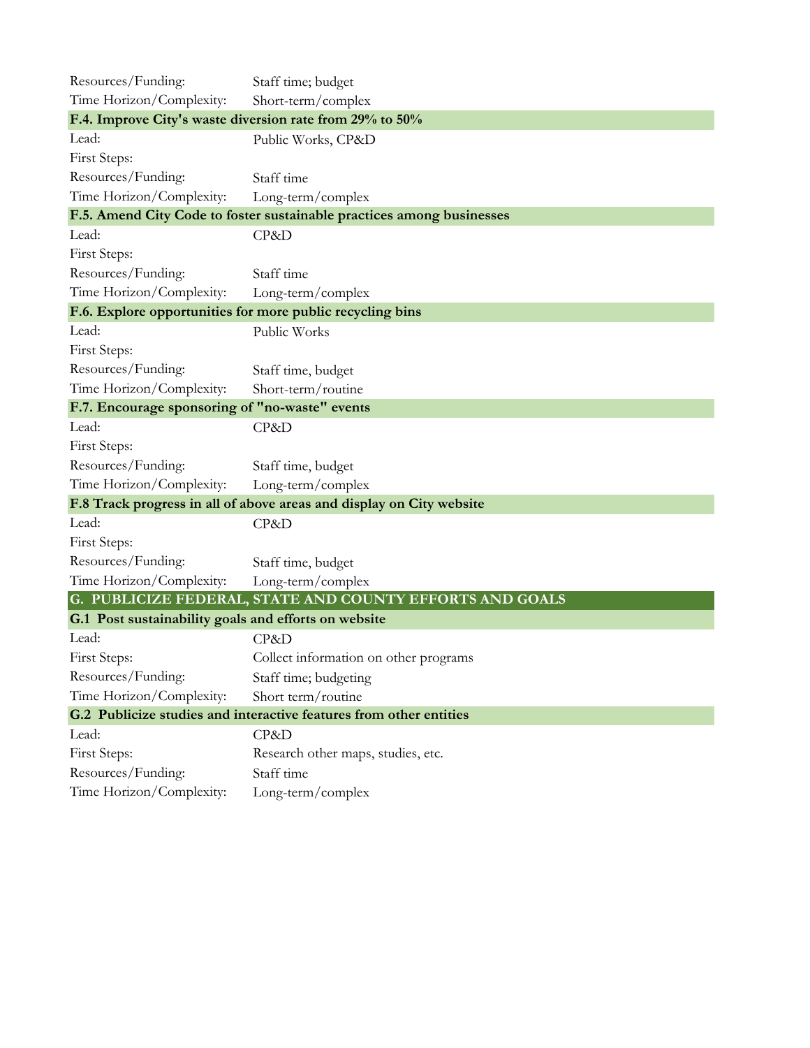| | |
|---|---|
| Resources/Funding: | Staff time; budget |
| Time Horizon/Complexity: | Short-term/complex |
| **F.4. Improve City's waste diversion rate from 29% to 50%** | |
| Lead: | Public Works, CP&D |
| First Steps: | |
| Resources/Funding: | Staff time |
| Time Horizon/Complexity: | Long-term/complex |
| **F.5. Amend City Code to foster sustainable practices among businesses** | |
| Lead: | CP&D |
| First Steps: | |
| Resources/Funding: | Staff time |
| Time Horizon/Complexity: | Long-term/complex |
| **F.6. Explore opportunities for more public recycling bins** | |
| Lead: | Public Works |
| First Steps: | |
| Resources/Funding: | Staff time, budget |
| Time Horizon/Complexity: | Short-term/routine |
| **F.7. Encourage sponsoring of "no-waste" events** | |
| Lead: | CP&D |
| First Steps: | |
| Resources/Funding: | Staff time, budget |
| Time Horizon/Complexity: | Long-term/complex |
| **F.8 Track progress in all of above areas and display on City website** | |
| Lead: | CP&D |
| First Steps: | |
| Resources/Funding: | Staff time, budget |
| Time Horizon/Complexity: | Long-term/complex |
| **G. PUBLICIZE FEDERAL, STATE AND COUNTY EFFORTS AND GOALS** | |
| **G.1 Post sustainability goals and efforts on website** | |
| Lead: | CP&D |
| First Steps: | Collect information on other programs |
| Resources/Funding: | Staff time; budgeting |
| Time Horizon/Complexity: | Short term/routine |
| **G.2 Publicize studies and interactive features from other entities** | |
| Lead: | CP&D |
| First Steps: | Research other maps, studies, etc. |
| Resources/Funding: | Staff time |
| Time Horizon/Complexity: | Long-term/complex |